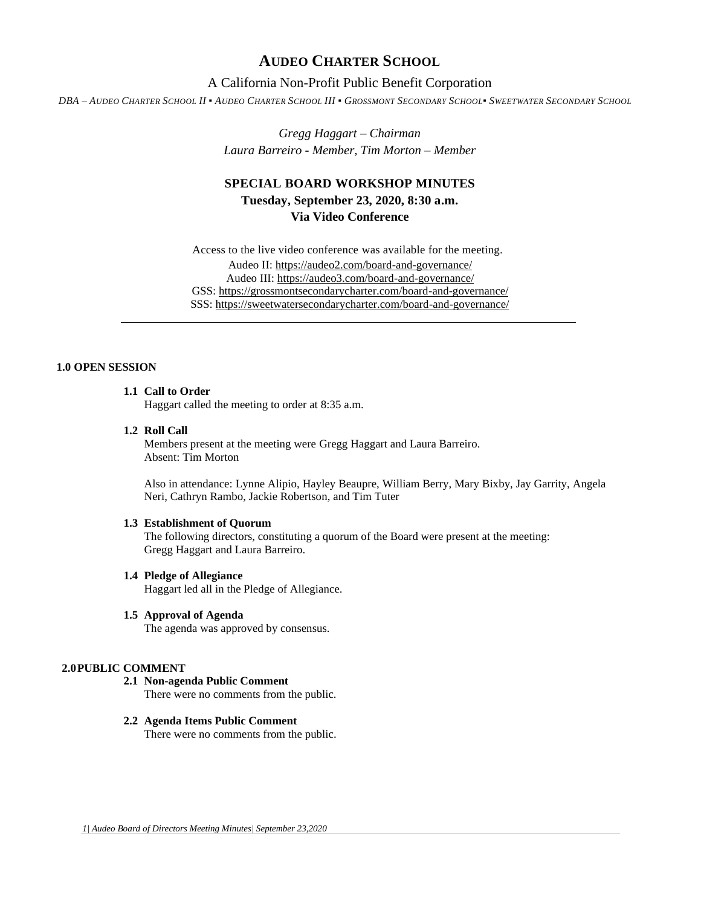# AUDEO CHARTER SCHOOL

A California Non-Profit Public Benefit Corporation

*DBA – AUDEO CHARTER SCHOOL II ▪ AUDEO CHARTER SCHOOL III ▪ GROSSMONT SECONDARY SCHOOL▪ SWEETWATER SECONDARY SCHOOL*

*Gregg Haggart – Chairman*
*Laura Barreiro - Member, Tim Morton – Member*

## SPECIAL BOARD WORKSHOP MINUTES
**Tuesday, September 23, 2020, 8:30 a.m.**
**Via Video Conference**

Access to the live video conference was available for the meeting.
Audeo II: https://audeo2.com/board-and-governance/
Audeo III: https://audeo3.com/board-and-governance/
GSS: https://grossmontsecondarycharter.com/board-and-governance/
SSS: https://sweetwatersecondarycharter.com/board-and-governance/

---

### 1.0 OPEN SESSION

**1.1 Call to Order**
Haggart called the meeting to order at 8:35 a.m.

**1.2 Roll Call**
Members present at the meeting were Gregg Haggart and Laura Barreiro.
Absent: Tim Morton

Also in attendance: Lynne Alipio, Hayley Beaupre, William Berry, Mary Bixby, Jay Garrity, Angela Neri, Cathryn Rambo, Jackie Robertson, and Tim Tuter

**1.3 Establishment of Quorum**
The following directors, constituting a quorum of the Board were present at the meeting: Gregg Haggart and Laura Barreiro.

**1.4 Pledge of Allegiance**
Haggart led all in the Pledge of Allegiance.

**1.5 Approval of Agenda**
The agenda was approved by consensus.

### 2.0 PUBLIC COMMENT

**2.1 Non-agenda Public Comment**
There were no comments from the public.

**2.2 Agenda Items Public Comment**
There were no comments from the public.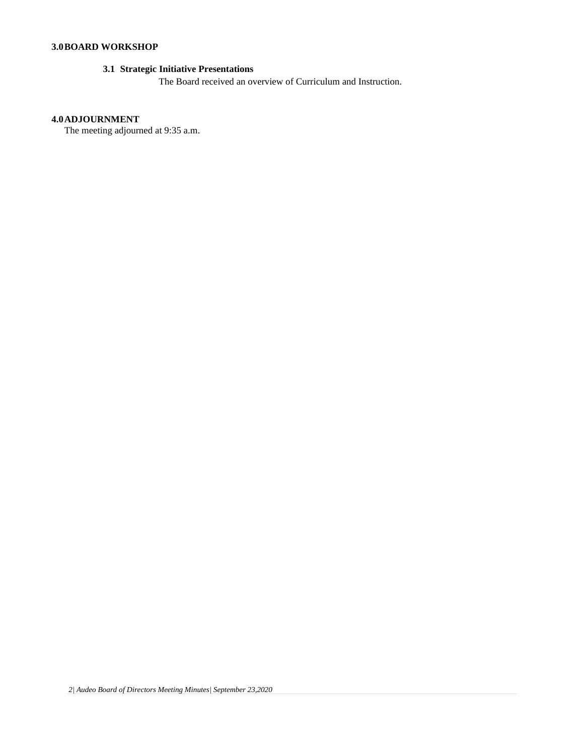## 3.0 BOARD WORKSHOP

### 3.1 Strategic Initiative Presentations

The Board received an overview of Curriculum and Instruction.

## 4.0 ADJOURNMENT

The meeting adjourned at 9:35 a.m.